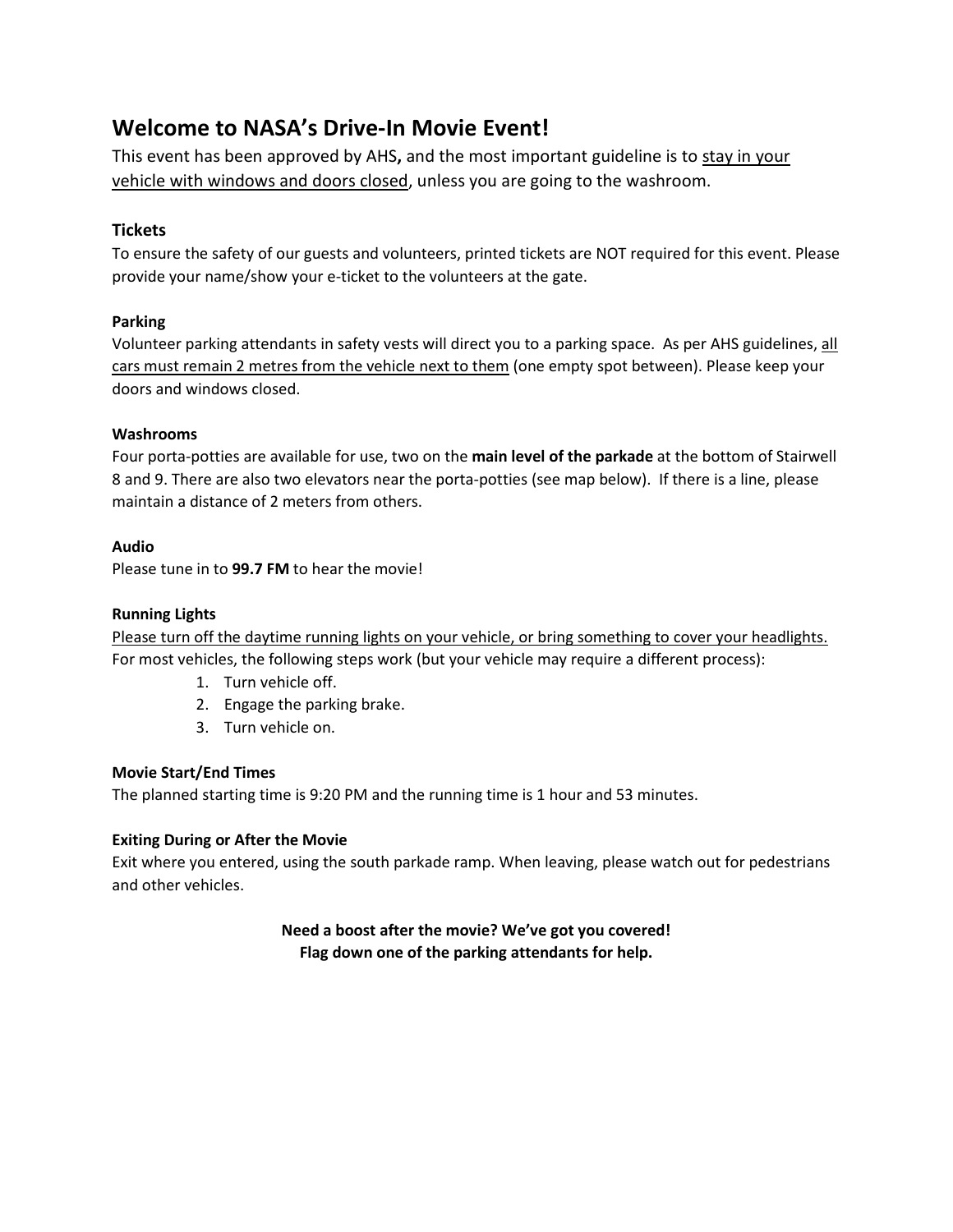# Welcome to NASA's Drive-In Movie Event!

This event has been approved by AHS**,** and the most important guideline is to stay in your vehicle with windows and doors closed, unless you are going to the washroom.

## Tickets

To ensure the safety of our guests and volunteers, printed tickets are NOT required for this event. Please provide your name/show your e-ticket to the volunteers at the gate.

### Parking

Volunteer parking attendants in safety vests will direct you to a parking space. As per AHS guidelines, all cars must remain 2 metres from the vehicle next to them (one empty spot between). Please keep your doors and windows closed.

### Washrooms

Four porta-potties are available for use, two on the **main level of the parkade** at the bottom of Stairwell 8 and 9. There are also two elevators near the porta-potties (see map below). If there is a line, please maintain a distance of 2 meters from others.

### Audio

Please tune in to **99.7 FM** to hear the movie!

### Running Lights

Please turn off the daytime running lights on your vehicle, or bring something to cover your headlights. For most vehicles, the following steps work (but your vehicle may require a different process):

1. Turn vehicle off.
2. Engage the parking brake.
3. Turn vehicle on.

### Movie Start/End Times

The planned starting time is 9:20 PM and the running time is 1 hour and 53 minutes.

### Exiting During or After the Movie

Exit where you entered, using the south parkade ramp. When leaving, please watch out for pedestrians and other vehicles.

**Need a boost after the movie? We've got you covered!**
**Flag down one of the parking attendants for help.**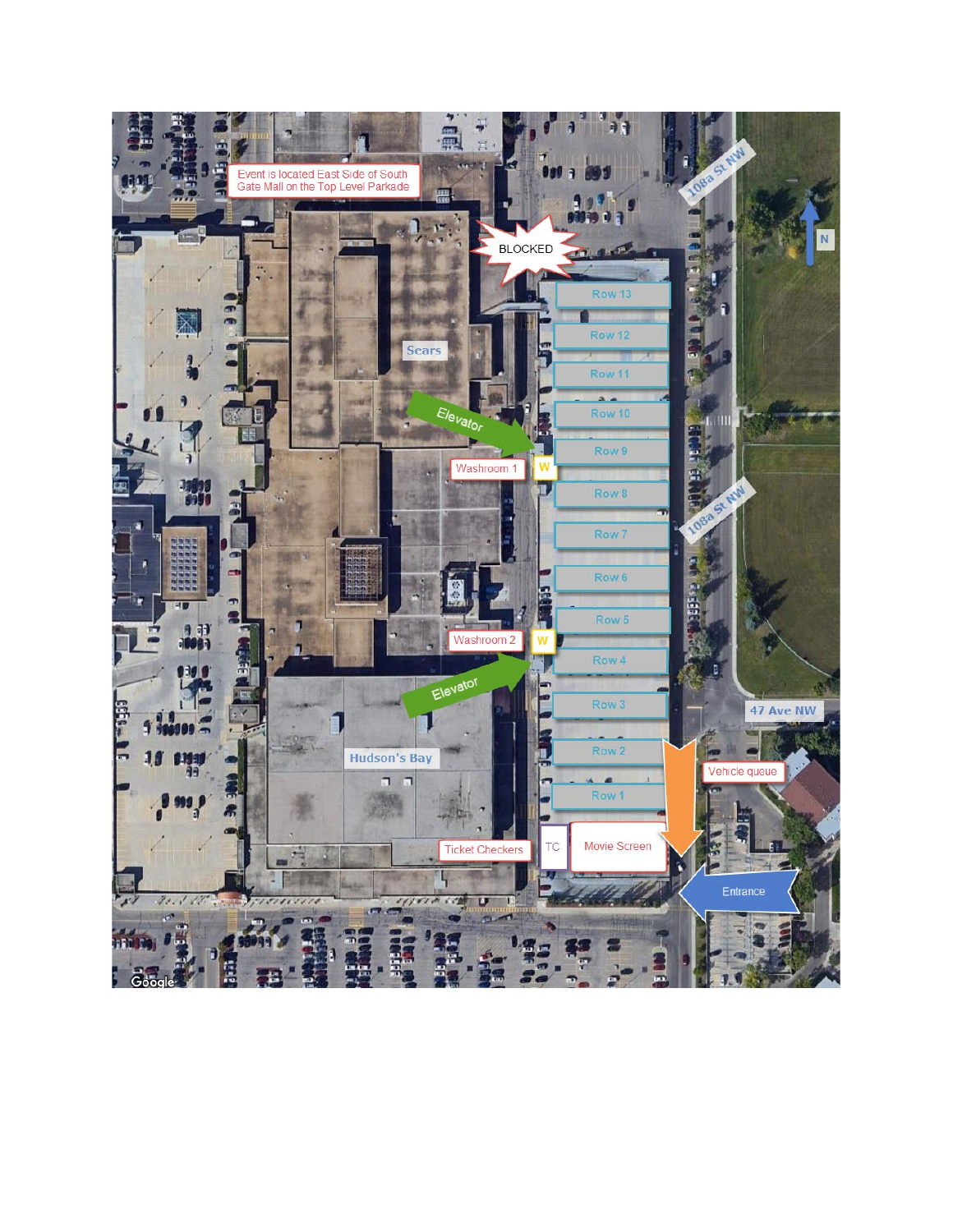Event is located East Side of South Gate Mall on the Top Level Parkade

BLOCKED

108a St NW

N

Row 13

Row 12

Sears

Row 11

Row 10

Elevator

Row 9

Washroom 1

W

Row 8

108a St NW

Row 7

Row 6

Row 5

Washroom 2

W

Row 4

Elevator

Row 3

47 Ave NW

Hudson's Bay

Row 2

Vehicle queue

Row 1

Ticket Checkers

TC

Movie Screen

Entrance

Google